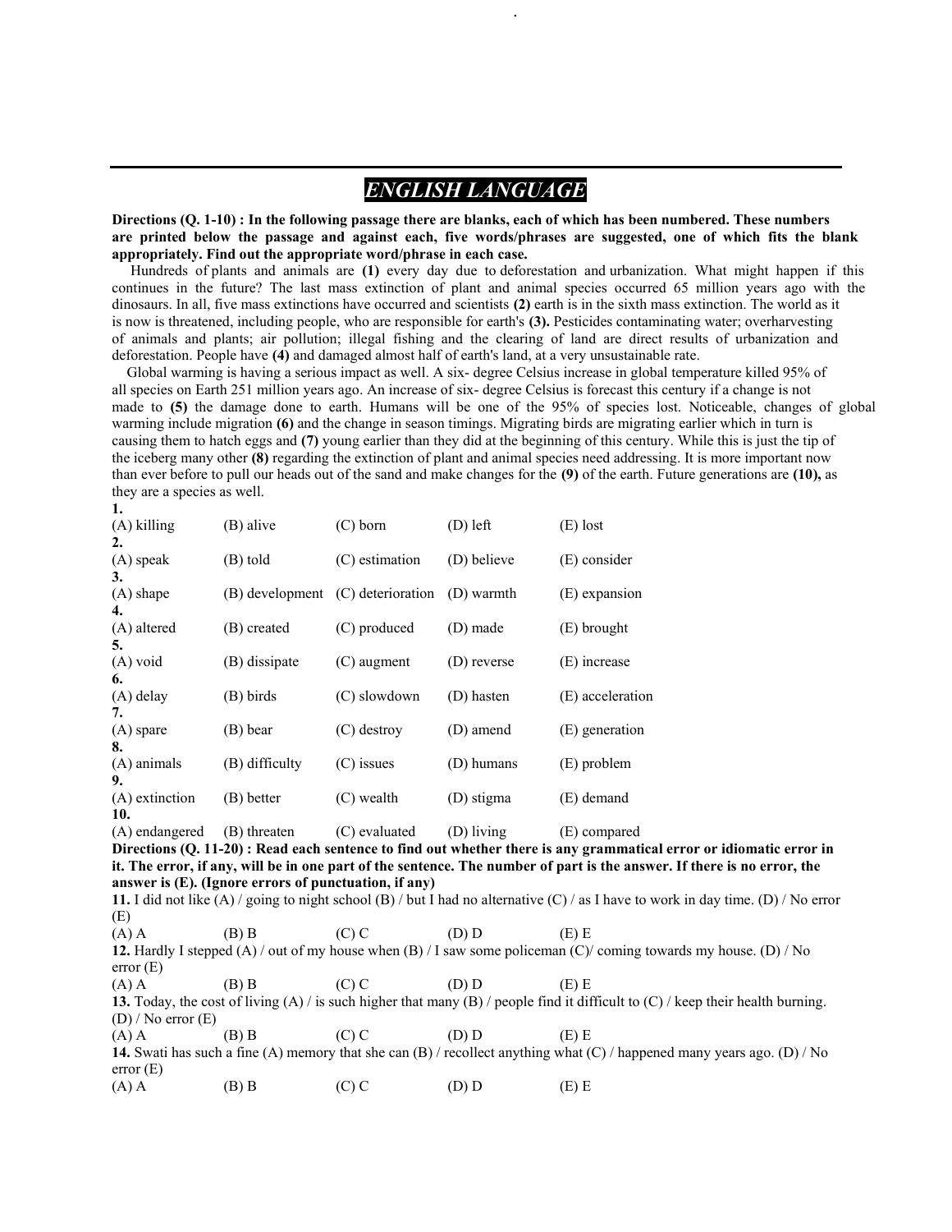# *ENGLISH LANGUAGE*

**Directions (Q. 1-10) : In the following passage there are blanks, each of which has been numbered. These numbers are printed below the passage and against each, five words/phrases are suggested, one of which fits the blank appropriately. Find out the appropriate word/phrase in each case.**

Hundreds of plants and animals are **(1)** every day due to deforestation and urbanization. What might happen if this continues in the future? The last mass extinction of plant and animal species occurred 65 million years ago with the dinosaurs. In all, five mass extinctions have occurred and scientists **(2)** earth is in the sixth mass extinction. The world as it is now is threatened, including people, who are responsible for earth's **(3).** Pesticides contaminating water; overharvesting of animals and plants; air pollution; illegal fishing and the clearing of land are direct results of urbanization and deforestation. People have **(4)** and damaged almost half of earth's land, at a very unsustainable rate.

Global warming is having a serious impact as well. A six- degree Celsius increase in global temperature killed 95% of all species on Earth 251 million years ago. An increase of six- degree Celsius is forecast this century if a change is not made to **(5)** the damage done to earth. Humans will be one of the 95% of species lost. Noticeable, changes of global warming include migration **(6)** and the change in season timings. Migrating birds are migrating earlier which in turn is causing them to hatch eggs and **(7)** young earlier than they did at the beginning of this century. While this is just the tip of the iceberg many other **(8)** regarding the extinction of plant and animal species need addressing. It is more important now than ever before to pull our heads out of the sand and make changes for the **(9)** of the earth. Future generations are **(10),** as they are a species as well.

**1.**
(A) killing (B) alive (C) born (D) left (E) lost

**2.**
(A) speak (B) told (C) estimation (D) believe (E) consider

**3.**
(A) shape (B) development (C) deterioration (D) warmth (E) expansion

**4.**
(A) altered (B) created (C) produced (D) made (E) brought

**5.**
(A) void (B) dissipate (C) augment (D) reverse (E) increase

**6.**
(A) delay (B) birds (C) slowdown (D) hasten (E) acceleration

**7.**
(A) spare (B) bear (C) destroy (D) amend (E) generation

**8.**
(A) animals (B) difficulty (C) issues (D) humans (E) problem

**9.**
(A) extinction (B) better (C) wealth (D) stigma (E) demand

**10.**
(A) endangered (B) threaten (C) evaluated (D) living (E) compared

**Directions (Q. 11-20) : Read each sentence to find out whether there is any grammatical error or idiomatic error in it. The error, if any, will be in one part of the sentence. The number of part is the answer. If there is no error, the answer is (E). (Ignore errors of punctuation, if any)**

**11.** I did not like (A) / going to night school (B) / but I had no alternative (C) / as I have to work in day time. (D) / No error (E)
(A) A (B) B (C) C (D) D (E) E

**12.** Hardly I stepped (A) / out of my house when (B) / I saw some policeman (C)/ coming towards my house. (D) / No error (E)
(A) A (B) B (C) C (D) D (E) E

**13.** Today, the cost of living (A) / is such higher that many (B) / people find it difficult to (C) / keep their health burning. (D) / No error (E)
(A) A (B) B (C) C (D) D (E) E

**14.** Swati has such a fine (A) memory that she can (B) / recollect anything what (C) / happened many years ago. (D) / No error (E)
(A) A (B) B (C) C (D) D (E) E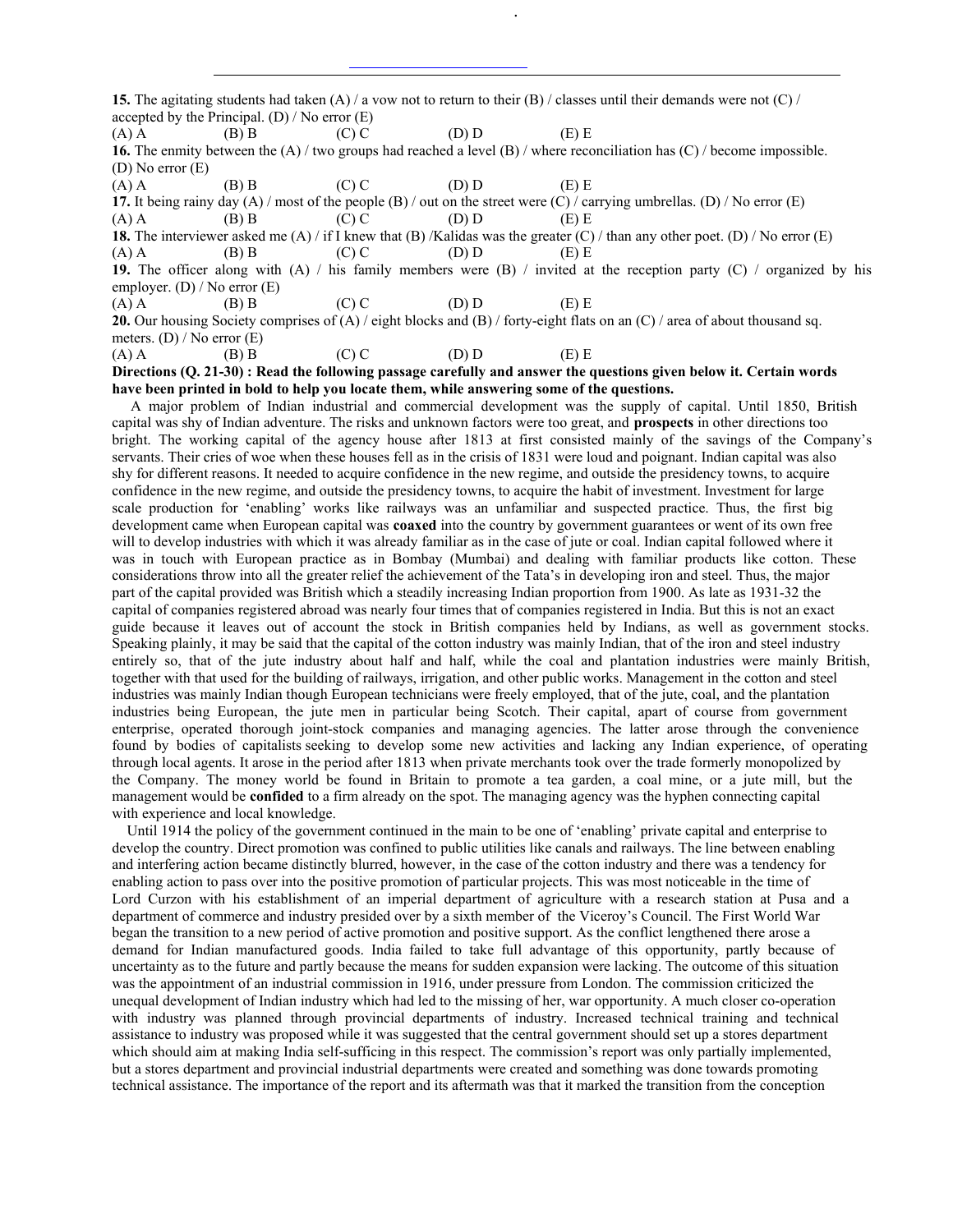**15.** The agitating students had taken (A) / a vow not to return to their (B) / classes until their demands were not (C) / accepted by the Principal. (D) / No error (E)

(A) A (B) B (C) C (D) D (E) E

**16.** The enmity between the (A) / two groups had reached a level (B) / where reconciliation has (C) / become impossible. (D) No error (E)

(A) A (B) B (C) C (D) D (E) E

**17.** It being rainy day (A) / most of the people (B) / out on the street were (C) / carrying umbrellas. (D) / No error (E)

(A) A (B) B (C) C (D) D (E) E

**18.** The interviewer asked me (A) / if I knew that (B) /Kalidas was the greater (C) / than any other poet. (D) / No error (E)

(A) A (B) B (C) C (D) D (E) E

**19.** The officer along with (A) / his family members were (B) / invited at the reception party (C) / organized by his employer. (D) / No error (E)

(A) A (B) B (C) C (D) D (E) E

**20.** Our housing Society comprises of (A) / eight blocks and (B) / forty-eight flats on an (C) / area of about thousand sq. meters. (D) / No error (E)

(A) A (B) B (C) C (D) D (E) E

**Directions (Q. 21-30) : Read the following passage carefully and answer the questions given below it. Certain words have been printed in bold to help you locate them, while answering some of the questions.**

A major problem of Indian industrial and commercial development was the supply of capital. Until 1850, British capital was shy of Indian adventure. The risks and unknown factors were too great, and **prospects** in other directions too bright. The working capital of the agency house after 1813 at first consisted mainly of the savings of the Company's servants. Their cries of woe when these houses fell as in the crisis of 1831 were loud and poignant. Indian capital was also shy for different reasons. It needed to acquire confidence in the new regime, and outside the presidency towns, to acquire confidence in the new regime, and outside the presidency towns, to acquire the habit of investment. Investment for large scale production for 'enabling' works like railways was an unfamiliar and suspected practice. Thus, the first big development came when European capital was **coaxed** into the country by government guarantees or went of its own free will to develop industries with which it was already familiar as in the case of jute or coal. Indian capital followed where it was in touch with European practice as in Bombay (Mumbai) and dealing with familiar products like cotton. These considerations throw into all the greater relief the achievement of the Tata's in developing iron and steel. Thus, the major part of the capital provided was British which a steadily increasing Indian proportion from 1900. As late as 1931-32 the capital of companies registered abroad was nearly four times that of companies registered in India. But this is not an exact guide because it leaves out of account the stock in British companies held by Indians, as well as government stocks. Speaking plainly, it may be said that the capital of the cotton industry was mainly Indian, that of the iron and steel industry entirely so, that of the jute industry about half and half, while the coal and plantation industries were mainly British, together with that used for the building of railways, irrigation, and other public works. Management in the cotton and steel industries was mainly Indian though European technicians were freely employed, that of the jute, coal, and the plantation industries being European, the jute men in particular being Scotch. Their capital, apart of course from government enterprise, operated thorough joint-stock companies and managing agencies. The latter arose through the convenience found by bodies of capitalists seeking to develop some new activities and lacking any Indian experience, of operating through local agents. It arose in the period after 1813 when private merchants took over the trade formerly monopolized by the Company. The money world be found in Britain to promote a tea garden, a coal mine, or a jute mill, but the management would be **confided** to a firm already on the spot. The managing agency was the hyphen connecting capital with experience and local knowledge.

Until 1914 the policy of the government continued in the main to be one of 'enabling' private capital and enterprise to develop the country. Direct promotion was confined to public utilities like canals and railways. The line between enabling and interfering action became distinctly blurred, however, in the case of the cotton industry and there was a tendency for enabling action to pass over into the positive promotion of particular projects. This was most noticeable in the time of Lord Curzon with his establishment of an imperial department of agriculture with a research station at Pusa and a department of commerce and industry presided over by a sixth member of the Viceroy's Council. The First World War began the transition to a new period of active promotion and positive support. As the conflict lengthened there arose a demand for Indian manufactured goods. India failed to take full advantage of this opportunity, partly because of uncertainty as to the future and partly because the means for sudden expansion were lacking. The outcome of this situation was the appointment of an industrial commission in 1916, under pressure from London. The commission criticized the unequal development of Indian industry which had led to the missing of her, war opportunity. A much closer co-operation with industry was planned through provincial departments of industry. Increased technical training and technical assistance to industry was proposed while it was suggested that the central government should set up a stores department which should aim at making India self-sufficing in this respect. The commission's report was only partially implemented, but a stores department and provincial industrial departments were created and something was done towards promoting technical assistance. The importance of the report and its aftermath was that it marked the transition from the conception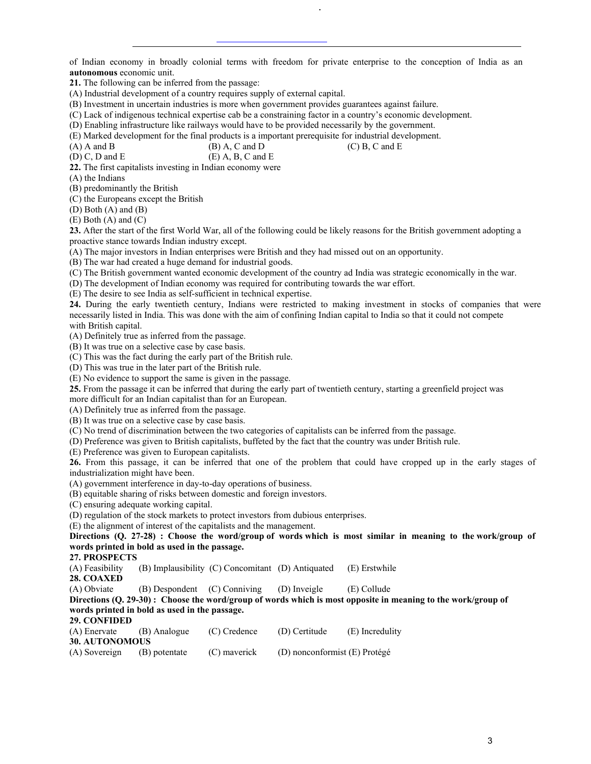of Indian economy in broadly colonial terms with freedom for private enterprise to the conception of India as an **autonomous** economic unit.

**21.** The following can be inferred from the passage:

(A) Industrial development of a country requires supply of external capital.

(B) Investment in uncertain industries is more when government provides guarantees against failure.

(C) Lack of indigenous technical expertise cab be a constraining factor in a country's economic development.

(D) Enabling infrastructure like railways would have to be provided necessarily by the government.

(E) Marked development for the final products is a important prerequisite for industrial development.

(A) A and B (B) A, C and D (C) B, C and E

(D) C, D and E (E) A, B, C and E

**22.** The first capitalists investing in Indian economy were

(A) the Indians

(B) predominantly the British

(C) the Europeans except the British

(D) Both (A) and (B)

(E) Both (A) and (C)

**23.** After the start of the first World War, all of the following could be likely reasons for the British government adopting a proactive stance towards Indian industry except.

(A) The major investors in Indian enterprises were British and they had missed out on an opportunity.

(B) The war had created a huge demand for industrial goods.

(C) The British government wanted economic development of the country ad India was strategic economically in the war.

(D) The development of Indian economy was required for contributing towards the war effort.

(E) The desire to see India as self-sufficient in technical expertise.

**24.** During the early twentieth century, Indians were restricted to making investment in stocks of companies that were necessarily listed in India. This was done with the aim of confining Indian capital to India so that it could not compete with British capital.

(A) Definitely true as inferred from the passage.

(B) It was true on a selective case by case basis.

(C) This was the fact during the early part of the British rule.

(D) This was true in the later part of the British rule.

(E) No evidence to support the same is given in the passage.

**25.** From the passage it can be inferred that during the early part of twentieth century, starting a greenfield project was more difficult for an Indian capitalist than for an European.

(A) Definitely true as inferred from the passage.

(B) It was true on a selective case by case basis.

(C) No trend of discrimination between the two categories of capitalists can be inferred from the passage.

(D) Preference was given to British capitalists, buffeted by the fact that the country was under British rule.

(E) Preference was given to European capitalists.

**26.** From this passage, it can be inferred that one of the problem that could have cropped up in the early stages of industrialization might have been.

(A) government interference in day-to-day operations of business.

(B) equitable sharing of risks between domestic and foreign investors.

(C) ensuring adequate working capital.

(D) regulation of the stock markets to protect investors from dubious enterprises.

(E) the alignment of interest of the capitalists and the management.

**Directions (Q. 27-28) : Choose the word/group of words which is most similar in meaning to the work/group of words printed in bold as used in the passage.**

**27. PROSPECTS**

(A) Feasibility (B) Implausibility (C) Concomitant (D) Antiquated (E) Erstwhile

**28. COAXED**

(A) Obviate (B) Despondent (C) Conniving (D) Inveigle (E) Collude

**Directions (Q. 29-30) : Choose the word/group of words which is most opposite in meaning to the work/group of words printed in bold as used in the passage.**

**29. CONFIDED**

(A) Enervate (B) Analogue (C) Credence (D) Certitude (E) Incredulity

**30. AUTONOMOUS**

(A) Sovereign (B) potentate (C) maverick (D) nonconformist (E) Protégé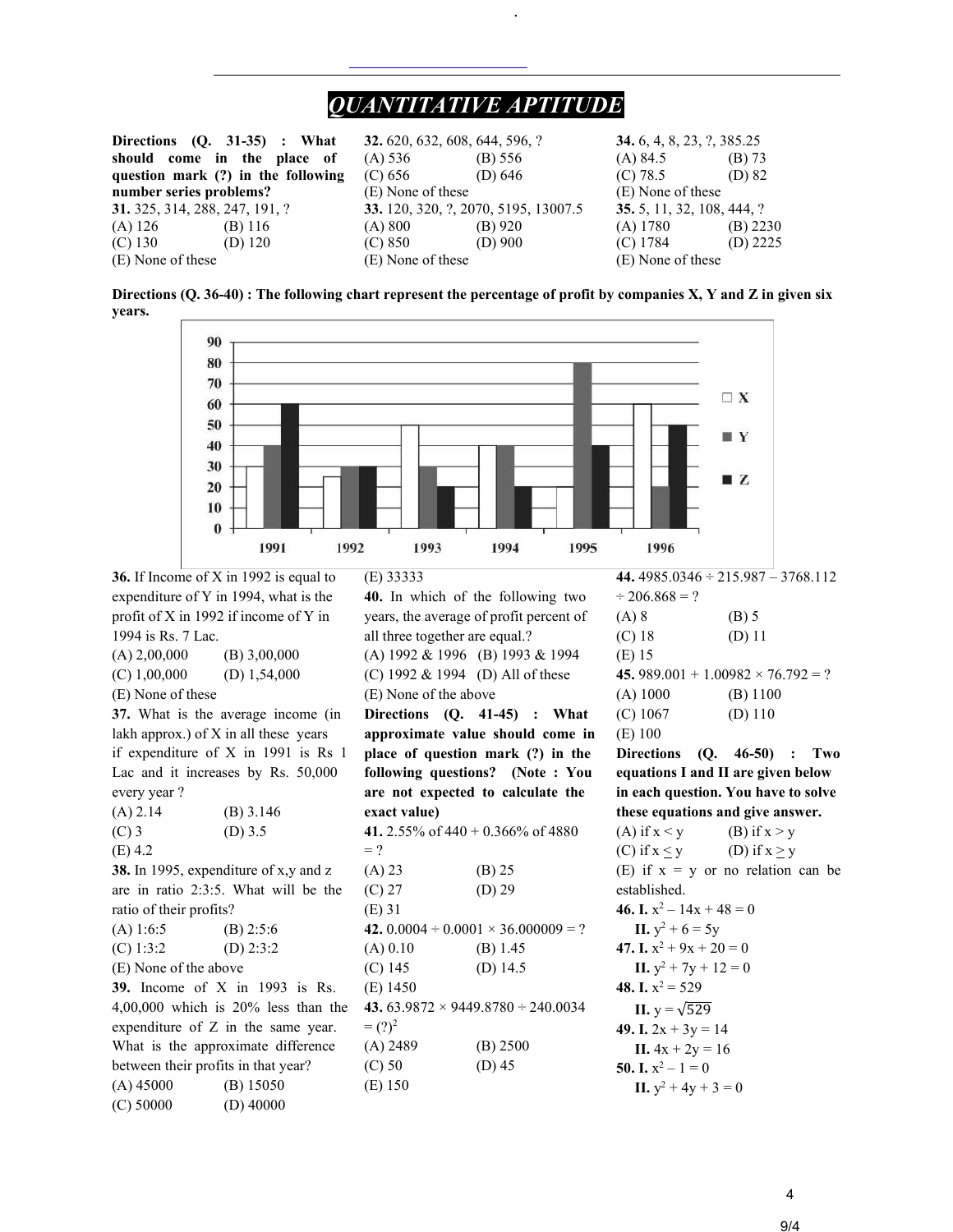# *QUANTITATIVE APTITUDE*

**Directions (Q. 31-35) : What should come in the place of question mark (?) in the following number series problems?**

**31.** 325, 314, 288, 247, 191, ?

(A) 126 (B) 116
(C) 130 (D) 120
(E) None of these

**32.** 620, 632, 608, 644, 596, ?

(A) 536 (B) 556
(C) 656 (D) 646
(E) None of these

**33.** 120, 320, ?, 2070, 5195, 13007.5

(A) 800 (B) 920
(C) 850 (D) 900
(E) None of these

**34.** 6, 4, 8, 23, ?, 385.25

(A) 84.5 (B) 73
(C) 78.5 (D) 82
(E) None of these

**35.** 5, 11, 32, 108, 444, ?

(A) 1780 (B) 2230
(C) 1784 (D) 2225
(E) None of these

**Directions (Q. 36-40) : The following chart represent the percentage of profit by companies X, Y and Z in given six years.**

| Year | X | Y | Z |
|---|---|---|---|
| 1991 | 30 | 40 | 60 |
| 1992 | 25 | 30 | 30 |
| 1993 | 50 | 30 | 20 |
| 1994 | 40 | 40 | 20 |
| 1995 | 20 | 80 | 40 |
| 1996 | 60 | 20 | 50 |

**36.** If Income of X in 1992 is equal to expenditure of Y in 1994, what is the profit of X in 1992 if income of Y in 1994 is Rs. 7 Lac.

(A) 2,00,000 (B) 3,00,000
(C) 1,00,000 (D) 1,54,000
(E) None of these

**37.** What is the average income (in lakh approx.) of X in all these years if expenditure of X in 1991 is Rs 1 Lac and it increases by Rs. 50,000 every year ?

(A) 2.14 (B) 3.146
(C) 3 (D) 3.5
(E) 4.2

**38.** In 1995, expenditure of x,y and z are in ratio 2:3:5. What will be the ratio of their profits?

(A) 1:6:5 (B) 2:5:6
(C) 1:3:2 (D) 2:3:2
(E) None of the above

**39.** Income of X in 1993 is Rs. 4,00,000 which is 20% less than the expenditure of Z in the same year. What is the approximate difference between their profits in that year?

(A) 45000 (B) 15050
(C) 50000 (D) 40000
(E) 33333

**40.** In which of the following two years, the average of profit percent of all three together are equal.?

(A) 1992 & 1996 (B) 1993 & 1994
(C) 1992 & 1994 (D) All of these
(E) None of the above

**Directions (Q. 41-45) : What approximate value should come in place of question mark (?) in the following questions? (Note : You are not expected to calculate the exact value)**

**41.** 2.55% of 440 + 0.366% of 4880 = ?

(A) 23 (B) 25
(C) 27 (D) 29
(E) 31

**42.** $0.0004 \div 0.0001 \times 36.000009 = ?$

(A) 0.10 (B) 1.45
(C) 145 (D) 14.5
(E) 1450

**43.** $63.9872 \times 9449.8780 \div 240.0034 = (?)^2$

(A) 2489 (B) 2500
(C) 50 (D) 45
(E) 150

**44.** $4985.0346 \div 215.987 - 3768.112 \div 206.868 = ?$

(A) 8 (B) 5
(C) 18 (D) 11
(E) 15

**45.** $989.001 + 1.00982 \times 76.792 = ?$

(A) 1000 (B) 1100
(C) 1067 (D) 110
(E) 100

**Directions (Q. 46-50) : Two equations I and II are given below in each question. You have to solve these equations and give answer.**

(A) if $x < y$ (B) if $x > y$
(C) if $x \leq y$ (D) if $x \geq y$
(E) if $x = y$ or no relation can be established.

**46. I.** $x^2 - 14x + 48 = 0$
**II.** $y^2 + 6 = 5y$

**47. I.** $x^2 + 9x + 20 = 0$
**II.** $y^2 + 7y + 12 = 0$

**48. I.** $x^2 = 529$
**II.** $y = \sqrt{529}$

**49. I.** $2x + 3y = 14$
**II.** $4x + 2y = 16$

**50. I.** $x^2 - 1 = 0$
**II.** $y^2 + 4y + 3 = 0$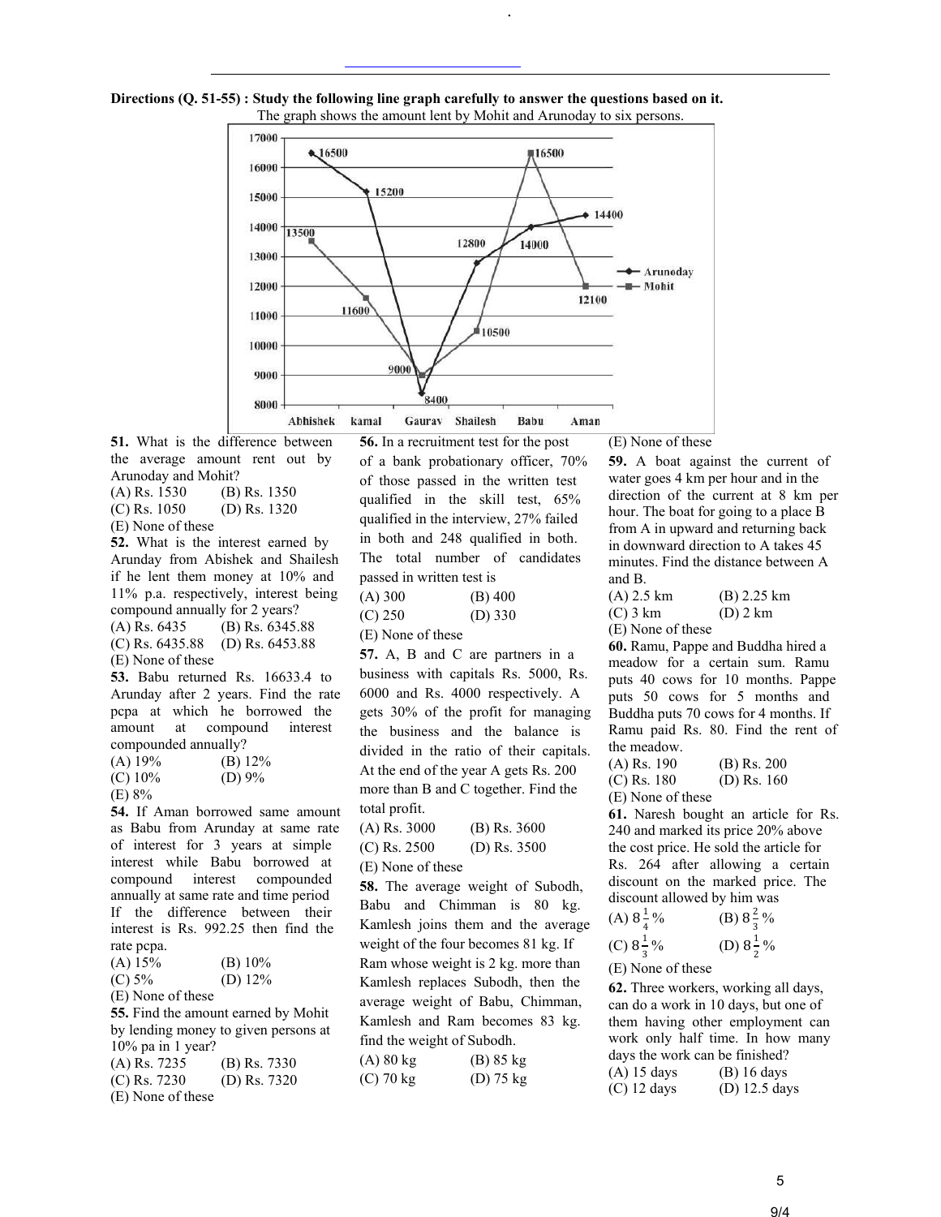**Directions (Q. 51-55) : Study the following line graph carefully to answer the questions based on it.**

The graph shows the amount lent by Mohit and Arunoday to six persons.

| Person | Arunoday | Mohit |
|---|---|---|
| Abhishek | 16500 | 13500 |
| kamal | 15200 | 11600 |
| Gaurav | 8400 | 9000 |
| Shailesh | 12800 | 10500 |
| Babu | 14000 | 16500 |
| Aman | 14400 | 12100 |

**51.** What is the difference between the average amount rent out by Arunoday and Mohit?

(A) Rs. 1530 (B) Rs. 1350
(C) Rs. 1050 (D) Rs. 1320
(E) None of these

**52.** What is the interest earned by Arunday from Abishek and Shailesh if he lent them money at 10% and 11% p.a. respectively, interest being compound annually for 2 years?

(A) Rs. 6435 (B) Rs. 6345.88
(C) Rs. 6435.88 (D) Rs. 6453.88
(E) None of these

**53.** Babu returned Rs. 16633.4 to Arunday after 2 years. Find the rate pcpa at which he borrowed the amount at compound interest compounded annually?

(A) 19% (B) 12%
(C) 10% (D) 9%
(E) 8%

**54.** If Aman borrowed same amount as Babu from Arunday at same rate of interest for 3 years at simple interest while Babu borrowed at compound interest compounded annually at same rate and time period If the difference between their interest is Rs. 992.25 then find the rate pcpa.

(A) 15% (B) 10%
(C) 5% (D) 12%
(E) None of these

**55.** Find the amount earned by Mohit by lending money to given persons at 10% pa in 1 year?

(A) Rs. 7235 (B) Rs. 7330
(C) Rs. 7230 (D) Rs. 7320
(E) None of these

**56.** In a recruitment test for the post of a bank probationary officer, 70% of those passed in the written test qualified in the skill test, 65% qualified in the interview, 27% failed in both and 248 qualified in both. The total number of candidates passed in written test is

(A) 300 (B) 400
(C) 250 (D) 330
(E) None of these

**57.** A, B and C are partners in a business with capitals Rs. 5000, Rs. 6000 and Rs. 4000 respectively. A gets 30% of the profit for managing the business and the balance is divided in the ratio of their capitals. At the end of the year A gets Rs. 200 more than B and C together. Find the total profit.

(A) Rs. 3000 (B) Rs. 3600
(C) Rs. 2500 (D) Rs. 3500
(E) None of these

**58.** The average weight of Subodh, Babu and Chimman is 80 kg. Kamlesh joins them and the average weight of the four becomes 81 kg. If Ram whose weight is 2 kg. more than Kamlesh replaces Subodh, then the average weight of Babu, Chimman, Kamlesh and Ram becomes 83 kg. find the weight of Subodh.

(A) 80 kg (B) 85 kg
(C) 70 kg (D) 75 kg
(E) None of these

**59.** A boat against the current of water goes 4 km per hour and in the direction of the current at 8 km per hour. The boat for going to a place B from A in upward and returning back in downward direction to A takes 45 minutes. Find the distance between A and B.

(A) 2.5 km (B) 2.25 km
(C) 3 km (D) 2 km
(E) None of these

**60.** Ramu, Pappe and Buddha hired a meadow for a certain sum. Ramu puts 40 cows for 10 months. Pappe puts 50 cows for 5 months and Buddha puts 70 cows for 4 months. If Ramu paid Rs. 80. Find the rent of the meadow.

(A) Rs. 190 (B) Rs. 200
(C) Rs. 180 (D) Rs. 160
(E) None of these

**61.** Naresh bought an article for Rs. 240 and marked its price 20% above the cost price. He sold the article for Rs. 264 after allowing a certain discount on the marked price. The discount allowed by him was

(A) $8\frac{1}{4}$% (B) $8\frac{2}{3}$%
(C) $8\frac{1}{3}$% (D) $8\frac{1}{2}$%
(E) None of these

**62.** Three workers, working all days, can do a work in 10 days, but one of them having other employment can work only half time. In how many days the work can be finished?

(A) 15 days (B) 16 days
(C) 12 days (D) 12.5 days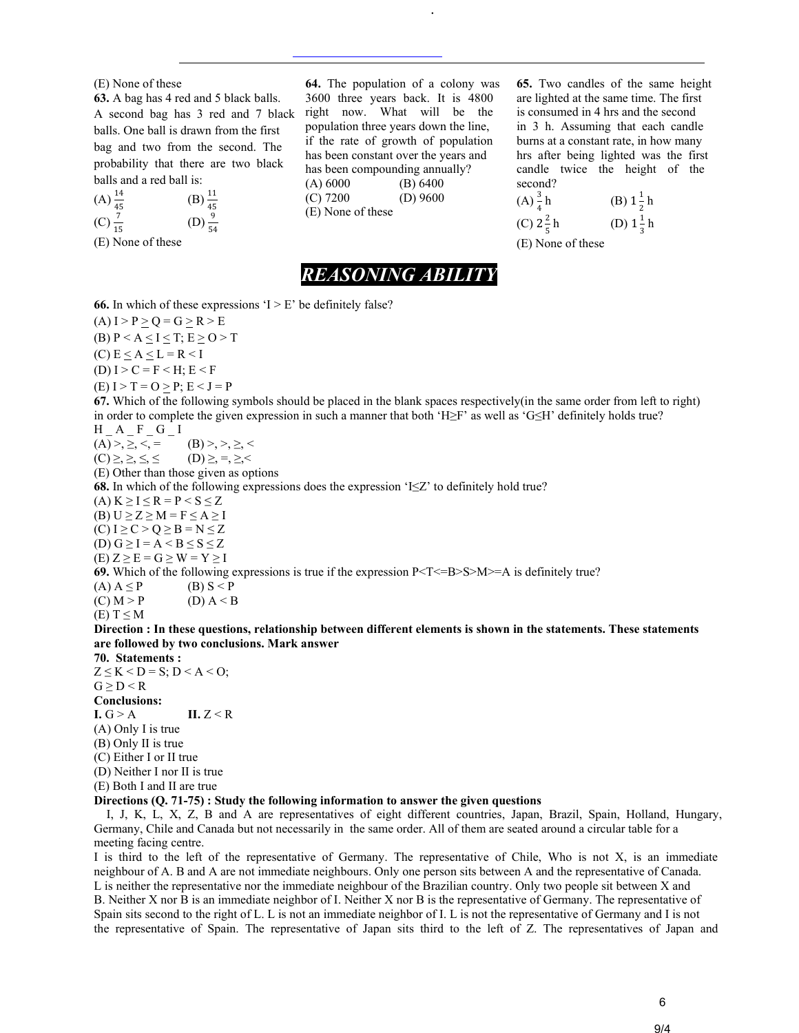(E) None of these

**63.** A bag has 4 red and 5 black balls. A second bag has 3 red and 7 black balls. One ball is drawn from the first bag and two from the second. The probability that there are two black balls and a red ball is:

(A) $\frac{14}{45}$ (B) $\frac{11}{45}$

(C) $\frac{7}{15}$ (D) $\frac{9}{54}$

(E) None of these

**64.** The population of a colony was 3600 three years back. It is 4800 right now. What will be the population three years down the line, if the rate of growth of population has been constant over the years and has been compounding annually?

(A) 6000 (B) 6400

(C) 7200 (D) 9600

(E) None of these

**65.** Two candles of the same height are lighted at the same time. The first is consumed in 4 hrs and the second in 3 h. Assuming that each candle burns at a constant rate, in how many hrs after being lighted was the first candle twice the height of the second?

(A) $\frac{3}{4}$ h (B) $1\frac{1}{2}$ h

(C) $2\frac{2}{5}$ h (D) $1\frac{1}{3}$ h

(E) None of these

## REASONING ABILITY

**66.** In which of these expressions 'I > E' be definitely false?

(A) I > P ≥ Q = G ≥ R > E

(B) P < A ≤ I ≤ T; E ≥ O > T

(C) E ≤ A ≤ L = R < I

(D) I > C = F < H; E < F

(E) I > T = O ≥ P; E < J = P

**67.** Which of the following symbols should be placed in the blank spaces respectively(in the same order from left to right) in order to complete the given expression in such a manner that both 'H≥F' as well as 'G≤H' definitely holds true?

H _ A _ F _ G _ I

(A) >, ≥, <, = (B) >, >, ≥, <

(C) ≥, ≥, ≤, ≤ (D) ≥, =, ≥,<

(E) Other than those given as options

**68.** In which of the following expressions does the expression 'I≤Z' to definitely hold true?

(A) K ≥ I ≤ R = P < S ≤ Z

(B) U ≥ Z ≥ M = F ≤ A ≥ I

(C) I ≥ C > Q ≥ B = N ≤ Z

(D) G ≥ I = A < B ≤ S ≤ Z

(E) Z ≥ E = G ≥ W = Y ≥ I

**69.** Which of the following expressions is true if the expression P<T<=B>S>M>=A is definitely true?

(A) A ≤ P (B) S < P

(C) M > P (D) A < B

(E) T ≤ M

**Direction : In these questions, relationship between different elements is shown in the statements. These statements are followed by two conclusions. Mark answer**

**70. Statements :**

Z ≤ K < D = S; D < A < O;

G ≥ D < R

**Conclusions:**

**I.** G > A **II.** Z < R

(A) Only I is true

(B) Only II is true

(C) Either I or II true

(D) Neither I nor II is true

(E) Both I and II are true

**Directions (Q. 71-75) : Study the following information to answer the given questions**

I, J, K, L, X, Z, B and A are representatives of eight different countries, Japan, Brazil, Spain, Holland, Hungary, Germany, Chile and Canada but not necessarily in the same order. All of them are seated around a circular table for a meeting facing centre.

I is third to the left of the representative of Germany. The representative of Chile, Who is not X, is an immediate neighbour of A. B and A are not immediate neighbours. Only one person sits between A and the representative of Canada. L is neither the representative nor the immediate neighbour of the Brazilian country. Only two people sit between X and B. Neither X nor B is an immediate neighbor of I. Neither X nor B is the representative of Germany. The representative of Spain sits second to the right of L. L is not an immediate neighbor of I. L is not the representative of Germany and I is not the representative of Spain. The representative of Japan sits third to the left of Z. The representatives of Japan and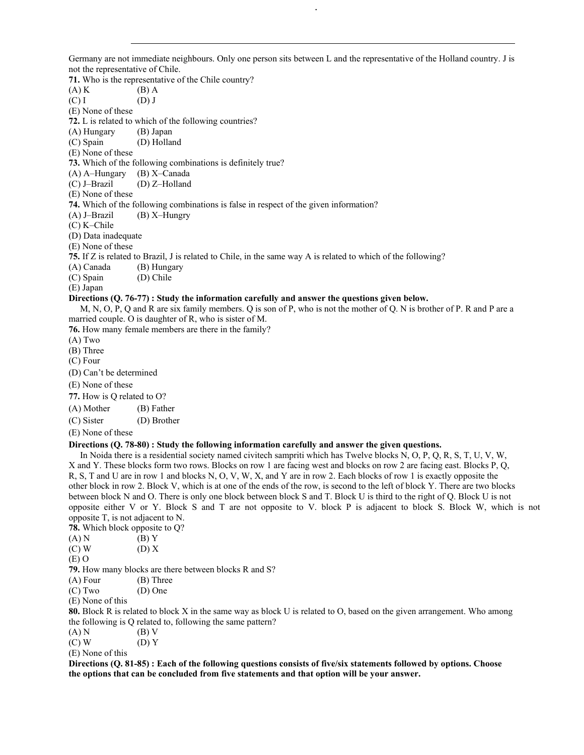Germany are not immediate neighbours. Only one person sits between L and the representative of the Holland country. J is not the representative of Chile.

**71.** Who is the representative of the Chile country?

(A) K (B) A
(C) I (D) J
(E) None of these

**72.** L is related to which of the following countries?

(A) Hungary (B) Japan
(C) Spain (D) Holland
(E) None of these

**73.** Which of the following combinations is definitely true?

(A) A–Hungary (B) X–Canada
(C) J–Brazil (D) Z–Holland
(E) None of these

**74.** Which of the following combinations is false in respect of the given information?

(A) J–Brazil (B) X–Hungry
(C) K–Chile
(D) Data inadequate
(E) None of these

**75.** If Z is related to Brazil, J is related to Chile, in the same way A is related to which of the following?

(A) Canada (B) Hungary
(C) Spain (D) Chile
(E) Japan

**Directions (Q. 76-77) : Study the information carefully and answer the questions given below.**

M, N, O, P, Q and R are six family members. Q is son of P, who is not the mother of Q. N is brother of P. R and P are a married couple. O is daughter of R, who is sister of M.

**76.** How many female members are there in the family?

(A) Two
(B) Three
(C) Four
(D) Can't be determined
(E) None of these

**77.** How is Q related to O?

(A) Mother (B) Father
(C) Sister (D) Brother
(E) None of these

**Directions (Q. 78-80) : Study the following information carefully and answer the given questions.**

In Noida there is a residential society named civitech sampriti which has Twelve blocks N, O, P, Q, R, S, T, U, V, W, X and Y. These blocks form two rows. Blocks on row 1 are facing west and blocks on row 2 are facing east. Blocks P, Q, R, S, T and U are in row 1 and blocks N, O, V, W, X, and Y are in row 2. Each blocks of row 1 is exactly opposite the other block in row 2. Block V, which is at one of the ends of the row, is second to the left of block Y. There are two blocks between block N and O. There is only one block between block S and T. Block U is third to the right of Q. Block U is not opposite either V or Y. Block S and T are not opposite to V. block P is adjacent to block S. Block W, which is not opposite T, is not adjacent to N.

**78.** Which block opposite to Q?

(A) N (B) Y
(C) W (D) X
(E) O

**79.** How many blocks are there between blocks R and S?

(A) Four (B) Three
(C) Two (D) One
(E) None of this

**80.** Block R is related to block X in the same way as block U is related to O, based on the given arrangement. Who among the following is Q related to, following the same pattern?

(A) N (B) V
(C) W (D) Y
(E) None of this

**Directions (Q. 81-85) : Each of the following questions consists of five/six statements followed by options. Choose the options that can be concluded from five statements and that option will be your answer.**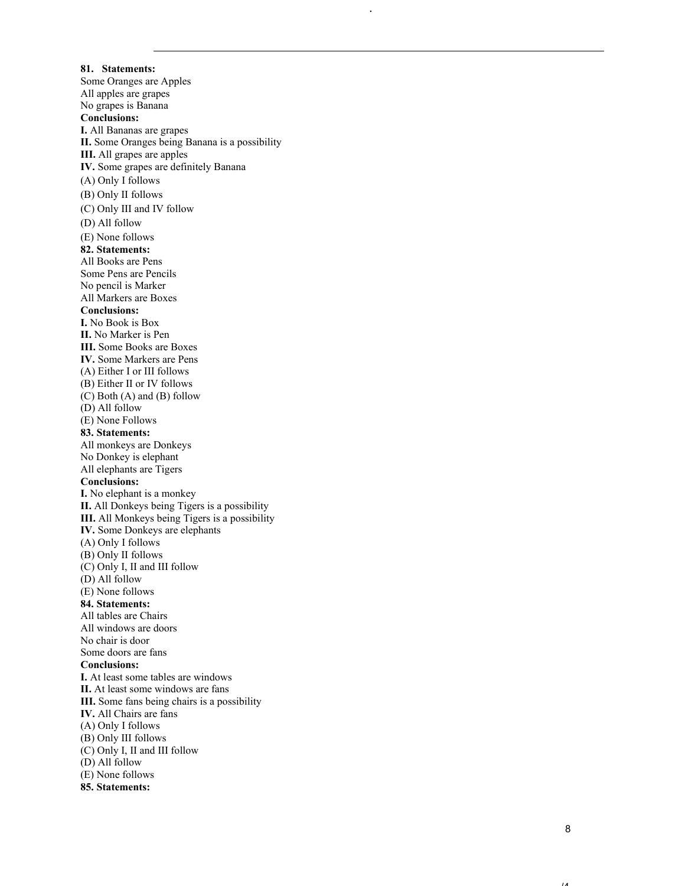**81. Statements:**
Some Oranges are Apples
All apples are grapes
No grapes is Banana
**Conclusions:**
**I.** All Bananas are grapes
**II.** Some Oranges being Banana is a possibility
**III.** All grapes are apples
**IV.** Some grapes are definitely Banana
(A) Only I follows
(B) Only II follows
(C) Only III and IV follow
(D) All follow
(E) None follows

**82. Statements:**
All Books are Pens
Some Pens are Pencils
No pencil is Marker
All Markers are Boxes
**Conclusions:**
**I.** No Book is Box
**II.** No Marker is Pen
**III.** Some Books are Boxes
**IV.** Some Markers are Pens
(A) Either I or III follows
(B) Either II or IV follows
(C) Both (A) and (B) follow
(D) All follow
(E) None Follows

**83. Statements:**
All monkeys are Donkeys
No Donkey is elephant
All elephants are Tigers
**Conclusions:**
**I.** No elephant is a monkey
**II.** All Donkeys being Tigers is a possibility
**III.** All Monkeys being Tigers is a possibility
**IV.** Some Donkeys are elephants
(A) Only I follows
(B) Only II follows
(C) Only I, II and III follow
(D) All follow
(E) None follows

**84. Statements:**
All tables are Chairs
All windows are doors
No chair is door
Some doors are fans
**Conclusions:**
**I.** At least some tables are windows
**II.** At least some windows are fans
**III.** Some fans being chairs is a possibility
**IV.** All Chairs are fans
(A) Only I follows
(B) Only III follows
(C) Only I, II and III follow
(D) All follow
(E) None follows

**85. Statements:**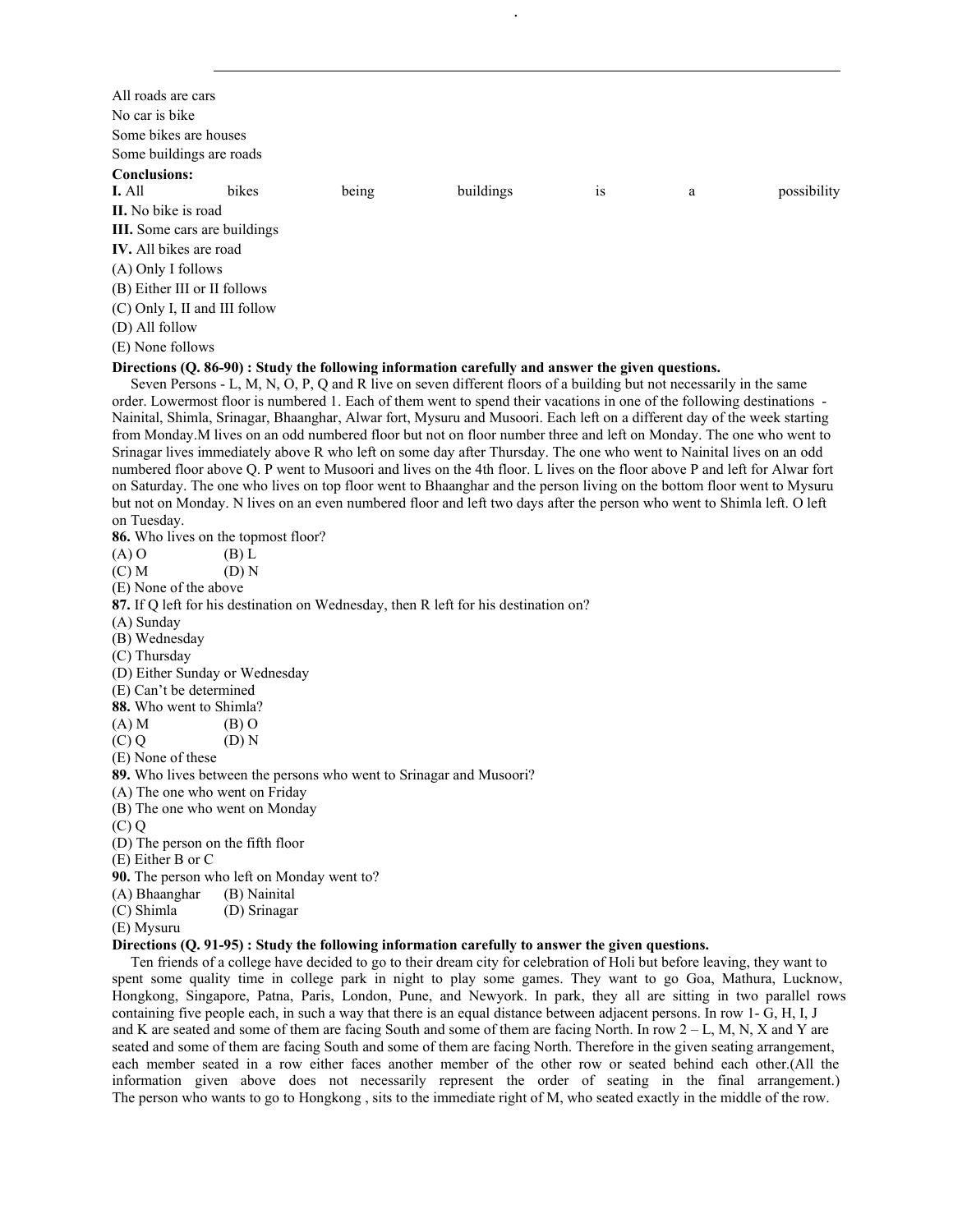All roads are cars

No car is bike

Some bikes are houses

Some buildings are roads

**Conclusions:**

**I.** All bikes being buildings is a possibility

**II.** No bike is road

**III.** Some cars are buildings

**IV.** All bikes are road

(A) Only I follows

(B) Either III or II follows

(C) Only I, II and III follow

(D) All follow

(E) None follows

**Directions (Q. 86-90) : Study the following information carefully and answer the given questions.**

Seven Persons - L, M, N, O, P, Q and R live on seven different floors of a building but not necessarily in the same order. Lowermost floor is numbered 1. Each of them went to spend their vacations in one of the following destinations - Nainital, Shimla, Srinagar, Bhaanghar, Alwar fort, Mysuru and Musoori. Each left on a different day of the week starting from Monday.M lives on an odd numbered floor but not on floor number three and left on Monday. The one who went to Srinagar lives immediately above R who left on some day after Thursday. The one who went to Nainital lives on an odd numbered floor above Q. P went to Musoori and lives on the 4th floor. L lives on the floor above P and left for Alwar fort on Saturday. The one who lives on top floor went to Bhaanghar and the person living on the bottom floor went to Mysuru but not on Monday. N lives on an even numbered floor and left two days after the person who went to Shimla left. O left on Tuesday.

**86.** Who lives on the topmost floor?

(A) O (B) L

(C) M (D) N

(E) None of the above

**87.** If Q left for his destination on Wednesday, then R left for his destination on?

(A) Sunday

(B) Wednesday

(C) Thursday

(D) Either Sunday or Wednesday

(E) Can't be determined

**88.** Who went to Shimla?

(A) M (B) O

(C) Q (D) N

(E) None of these

**89.** Who lives between the persons who went to Srinagar and Musoori?

(A) The one who went on Friday

(B) The one who went on Monday

(C) Q

(D) The person on the fifth floor

(E) Either B or C

**90.** The person who left on Monday went to?

(A) Bhaanghar (B) Nainital

(C) Shimla (D) Srinagar

(E) Mysuru

**Directions (Q. 91-95) : Study the following information carefully to answer the given questions.**

Ten friends of a college have decided to go to their dream city for celebration of Holi but before leaving, they want to spent some quality time in college park in night to play some games. They want to go Goa, Mathura, Lucknow, Hongkong, Singapore, Patna, Paris, London, Pune, and Newyork. In park, they all are sitting in two parallel rows containing five people each, in such a way that there is an equal distance between adjacent persons. In row 1- G, H, I, J and K are seated and some of them are facing South and some of them are facing North. In row 2 – L, M, N, X and Y are seated and some of them are facing South and some of them are facing North. Therefore in the given seating arrangement, each member seated in a row either faces another member of the other row or seated behind each other.(All the information given above does not necessarily represent the order of seating in the final arrangement.) The person who wants to go to Hongkong , sits to the immediate right of M, who seated exactly in the middle of the row.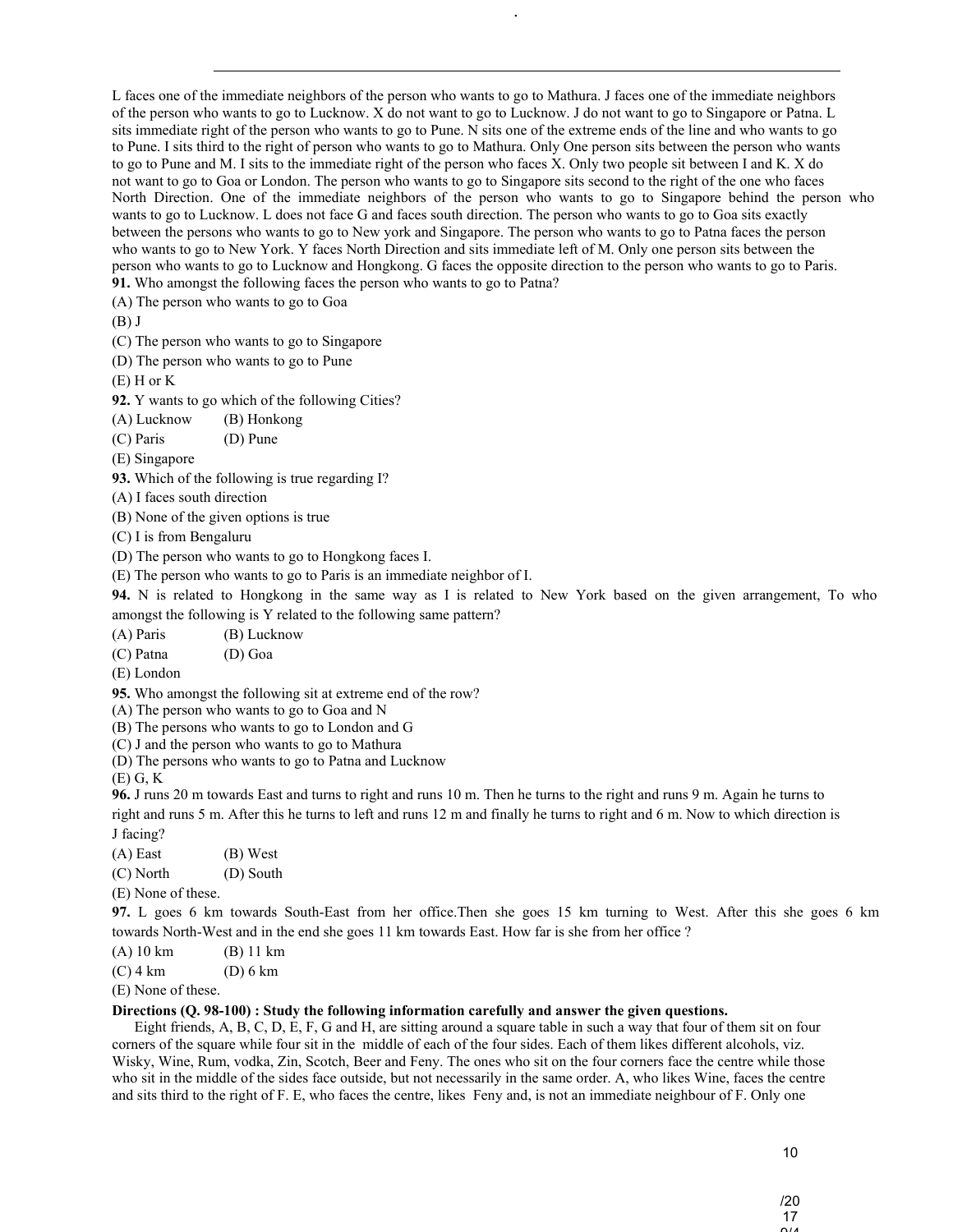L faces one of the immediate neighbors of the person who wants to go to Mathura. J faces one of the immediate neighbors of the person who wants to go to Lucknow. X do not want to go to Lucknow. J do not want to go to Singapore or Patna. L sits immediate right of the person who wants to go to Pune. N sits one of the extreme ends of the line and who wants to go to Pune. I sits third to the right of person who wants to go to Mathura. Only One person sits between the person who wants to go to Pune and M. I sits to the immediate right of the person who faces X. Only two people sit between I and K. X do not want to go to Goa or London. The person who wants to go to Singapore sits second to the right of the one who faces North Direction. One of the immediate neighbors of the person who wants to go to Singapore behind the person who wants to go to Lucknow. L does not face G and faces south direction. The person who wants to go to Goa sits exactly between the persons who wants to go to New york and Singapore. The person who wants to go to Patna faces the person who wants to go to New York. Y faces North Direction and sits immediate left of M. Only one person sits between the person who wants to go to Lucknow and Hongkong. G faces the opposite direction to the person who wants to go to Paris.

**91.** Who amongst the following faces the person who wants to go to Patna?

(A) The person who wants to go to Goa

(B) J

(C) The person who wants to go to Singapore

(D) The person who wants to go to Pune

(E) H or K

**92.** Y wants to go which of the following Cities?

(A) Lucknow (B) Honkong

(C) Paris (D) Pune

(E) Singapore

**93.** Which of the following is true regarding I?

(A) I faces south direction

(B) None of the given options is true

(C) I is from Bengaluru

(D) The person who wants to go to Hongkong faces I.

(E) The person who wants to go to Paris is an immediate neighbor of I.

**94.** N is related to Hongkong in the same way as I is related to New York based on the given arrangement, To who amongst the following is Y related to the following same pattern?

(A) Paris (B) Lucknow

(C) Patna (D) Goa

(E) London

**95.** Who amongst the following sit at extreme end of the row?

(A) The person who wants to go to Goa and N

(B) The persons who wants to go to London and G

(C) J and the person who wants to go to Mathura

(D) The persons who wants to go to Patna and Lucknow

(E) G, K

**96.** J runs 20 m towards East and turns to right and runs 10 m. Then he turns to the right and runs 9 m. Again he turns to right and runs 5 m. After this he turns to left and runs 12 m and finally he turns to right and 6 m. Now to which direction is J facing?

(A) East (B) West

(C) North (D) South

(E) None of these.

**97.** L goes 6 km towards South-East from her office.Then she goes 15 km turning to West. After this she goes 6 km towards North-West and in the end she goes 11 km towards East. How far is she from her office ?

(A) 10 km (B) 11 km

(C) 4 km (D) 6 km

(E) None of these.

**Directions (Q. 98-100) : Study the following information carefully and answer the given questions.**

Eight friends, A, B, C, D, E, F, G and H, are sitting around a square table in such a way that four of them sit on four corners of the square while four sit in the middle of each of the four sides. Each of them likes different alcohols, viz. Wisky, Wine, Rum, vodka, Zin, Scotch, Beer and Feny. The ones who sit on the four corners face the centre while those who sit in the middle of the sides face outside, but not necessarily in the same order. A, who likes Wine, faces the centre and sits third to the right of F. E, who faces the centre, likes Feny and, is not an immediate neighbour of F. Only one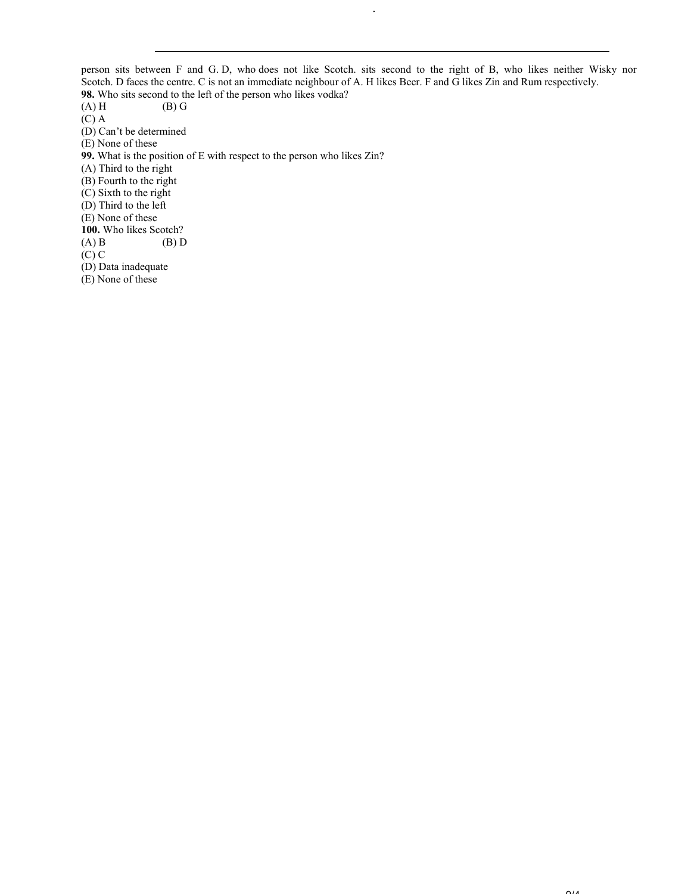person sits between F and G. D, who does not like Scotch. sits second to the right of B, who likes neither Wisky nor Scotch. D faces the centre. C is not an immediate neighbour of A. H likes Beer. F and G likes Zin and Rum respectively.

**98.** Who sits second to the left of the person who likes vodka?

(A) H (B) G
(C) A
(D) Can't be determined
(E) None of these

**99.** What is the position of E with respect to the person who likes Zin?

(A) Third to the right
(B) Fourth to the right
(C) Sixth to the right
(D) Third to the left
(E) None of these

**100.** Who likes Scotch?

(A) B (B) D
(C) C
(D) Data inadequate
(E) None of these